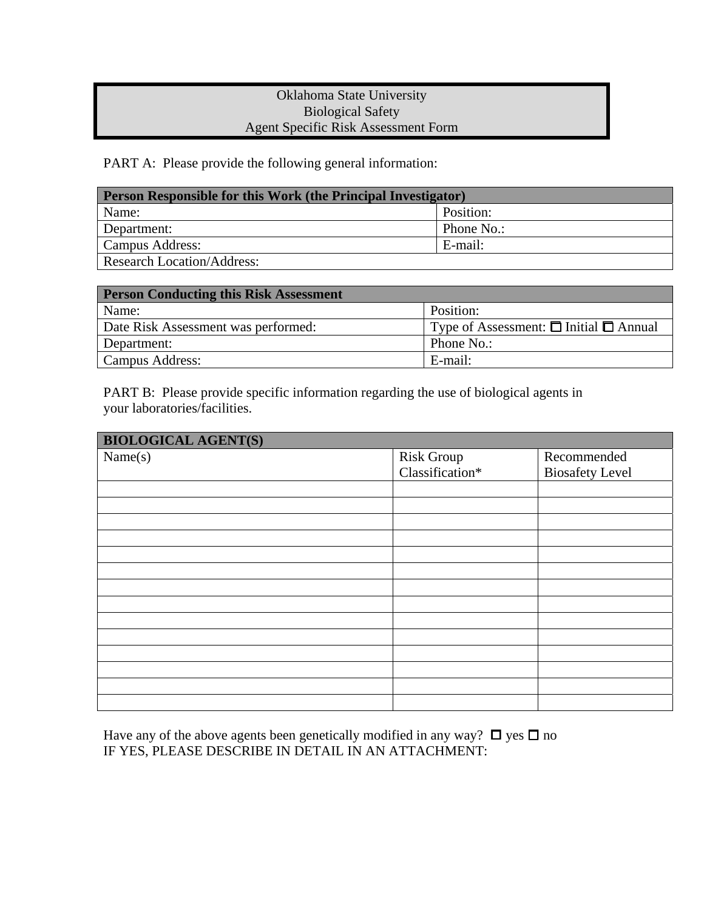# Oklahoma State University
# Biological Safety
# Agent Specific Risk Assessment Form

PART A: Please provide the following general information:

| **Person Responsible for this Work (the Principal Investigator)** | |
|---|---|
| Name: | Position: |
| Department: | Phone No.: |
| Campus Address: | E-mail: |
| Research Location/Address: | |

| **Person Conducting this Risk Assessment** | |
|---|---|
| Name: | Position: |
| Date Risk Assessment was performed: | Type of Assessment: ☐ Initial ☐ Annual |
| Department: | Phone No.: |
| Campus Address: | E-mail: |

PART B: Please provide specific information regarding the use of biological agents in your laboratories/facilities.

| **BIOLOGICAL AGENT(S)** | | |
|---|---|---|
| Name(s) | Risk Group Classification* | Recommended Biosafety Level |
| | | |
| | | |
| | | |
| | | |
| | | |
| | | |
| | | |
| | | |
| | | |
| | | |
| | | |
| | | |
| | | |
| | | |

Have any of the above agents been genetically modified in any way? ☐ yes ☐ no
IF YES, PLEASE DESCRIBE IN DETAIL IN AN ATTACHMENT: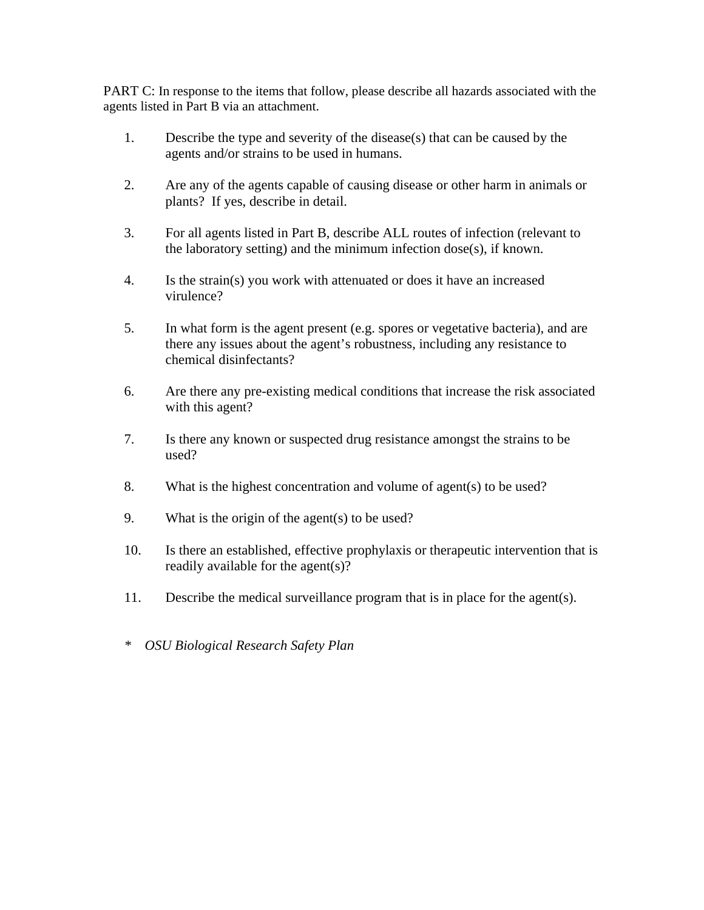PART C: In response to the items that follow, please describe all hazards associated with the agents listed in Part B via an attachment.

1. Describe the type and severity of the disease(s) that can be caused by the agents and/or strains to be used in humans.

2. Are any of the agents capable of causing disease or other harm in animals or plants? If yes, describe in detail.

3. For all agents listed in Part B, describe ALL routes of infection (relevant to the laboratory setting) and the minimum infection dose(s), if known.

4. Is the strain(s) you work with attenuated or does it have an increased virulence?

5. In what form is the agent present (e.g. spores or vegetative bacteria), and are there any issues about the agent's robustness, including any resistance to chemical disinfectants?

6. Are there any pre-existing medical conditions that increase the risk associated with this agent?

7. Is there any known or suspected drug resistance amongst the strains to be used?

8. What is the highest concentration and volume of agent(s) to be used?

9. What is the origin of the agent(s) to be used?

10. Is there an established, effective prophylaxis or therapeutic intervention that is readily available for the agent(s)?

11. Describe the medical surveillance program that is in place for the agent(s).

\* *OSU Biological Research Safety Plan*